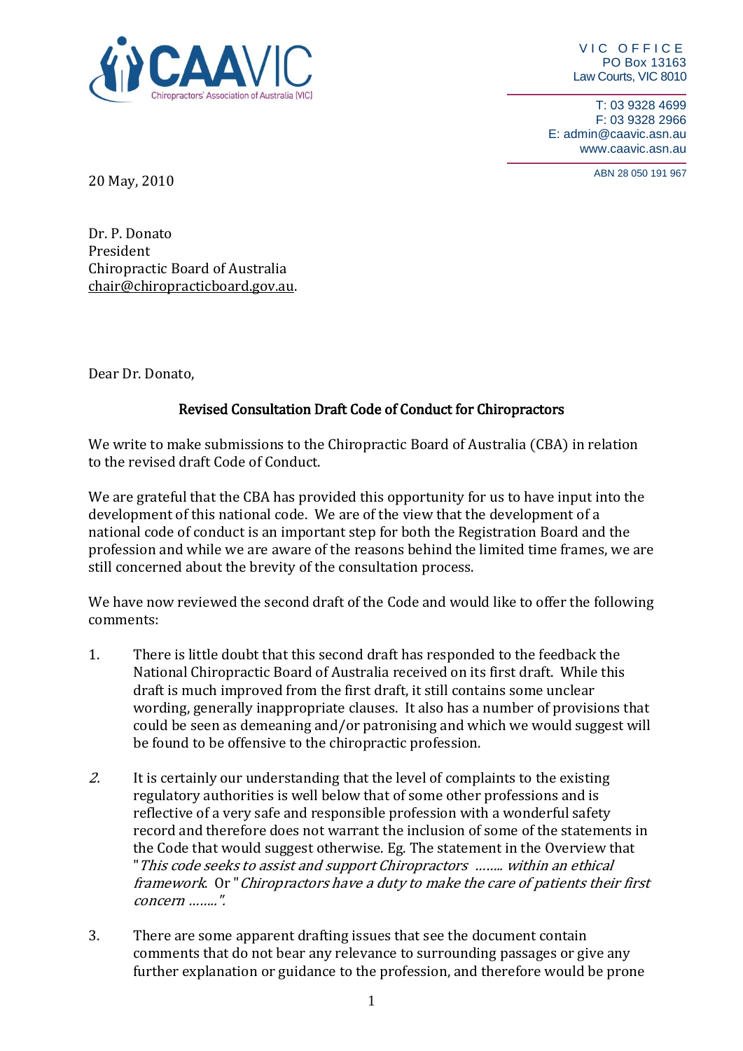CAAVIC
Chiropractors' Association of Australia (VIC)

VIC OFFICE
PO Box 13163
Law Courts, VIC 8010

T: 03 9328 4699
F: 03 9328 2966
E: admin@caavic.asn.au
www.caavic.asn.au

ABN 28 050 191 967

20 May, 2010

Dr. P. Donato
President
Chiropractic Board of Australia
chair@chiropracticboard.gov.au.

Dear Dr. Donato,

**Revised Consultation Draft Code of Conduct for Chiropractors**

We write to make submissions to the Chiropractic Board of Australia (CBA) in relation to the revised draft Code of Conduct.

We are grateful that the CBA has provided this opportunity for us to have input into the development of this national code. We are of the view that the development of a national code of conduct is an important step for both the Registration Board and the profession and while we are aware of the reasons behind the limited time frames, we are still concerned about the brevity of the consultation process.

We have now reviewed the second draft of the Code and would like to offer the following comments:

1. There is little doubt that this second draft has responded to the feedback the National Chiropractic Board of Australia received on its first draft. While this draft is much improved from the first draft, it still contains some unclear wording, generally inappropriate clauses. It also has a number of provisions that could be seen as demeaning and/or patronising and which we would suggest will be found to be offensive to the chiropractic profession.

2. It is certainly our understanding that the level of complaints to the existing regulatory authorities is well below that of some other professions and is reflective of a very safe and responsible profession with a wonderful safety record and therefore does not warrant the inclusion of some of the statements in the Code that would suggest otherwise. Eg. The statement in the Overview that "*This code seeks to assist and support Chiropractors ........ within an ethical framework*. Or "*Chiropractors have a duty to make the care of patients their first concern ........*".

3. There are some apparent drafting issues that see the document contain comments that do not bear any relevance to surrounding passages or give any further explanation or guidance to the profession, and therefore would be prone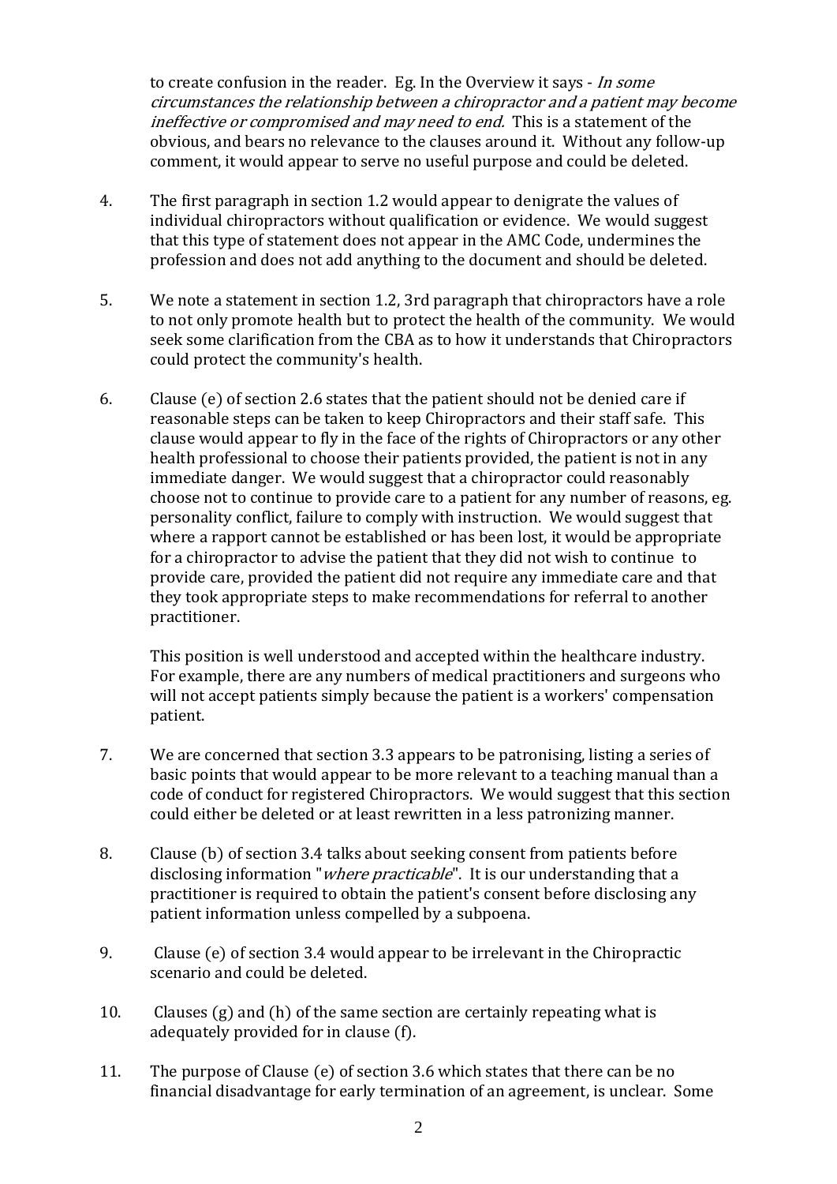to create confusion in the reader. Eg. In the Overview it says - *In some circumstances the relationship between a chiropractor and a patient may become ineffective or compromised and may need to end.* This is a statement of the obvious, and bears no relevance to the clauses around it. Without any follow-up comment, it would appear to serve no useful purpose and could be deleted.

4. The first paragraph in section 1.2 would appear to denigrate the values of individual chiropractors without qualification or evidence. We would suggest that this type of statement does not appear in the AMC Code, undermines the profession and does not add anything to the document and should be deleted.

5. We note a statement in section 1.2, 3rd paragraph that chiropractors have a role to not only promote health but to protect the health of the community. We would seek some clarification from the CBA as to how it understands that Chiropractors could protect the community's health.

6. Clause (e) of section 2.6 states that the patient should not be denied care if reasonable steps can be taken to keep Chiropractors and their staff safe. This clause would appear to fly in the face of the rights of Chiropractors or any other health professional to choose their patients provided, the patient is not in any immediate danger. We would suggest that a chiropractor could reasonably choose not to continue to provide care to a patient for any number of reasons, eg. personality conflict, failure to comply with instruction. We would suggest that where a rapport cannot be established or has been lost, it would be appropriate for a chiropractor to advise the patient that they did not wish to continue to provide care, provided the patient did not require any immediate care and that they took appropriate steps to make recommendations for referral to another practitioner.

   This position is well understood and accepted within the healthcare industry. For example, there are any numbers of medical practitioners and surgeons who will not accept patients simply because the patient is a workers' compensation patient.

7. We are concerned that section 3.3 appears to be patronising, listing a series of basic points that would appear to be more relevant to a teaching manual than a code of conduct for registered Chiropractors. We would suggest that this section could either be deleted or at least rewritten in a less patronizing manner.

8. Clause (b) of section 3.4 talks about seeking consent from patients before disclosing information "*where practicable*". It is our understanding that a practitioner is required to obtain the patient's consent before disclosing any patient information unless compelled by a subpoena.

9. Clause (e) of section 3.4 would appear to be irrelevant in the Chiropractic scenario and could be deleted.

10. Clauses (g) and (h) of the same section are certainly repeating what is adequately provided for in clause (f).

11. The purpose of Clause (e) of section 3.6 which states that there can be no financial disadvantage for early termination of an agreement, is unclear. Some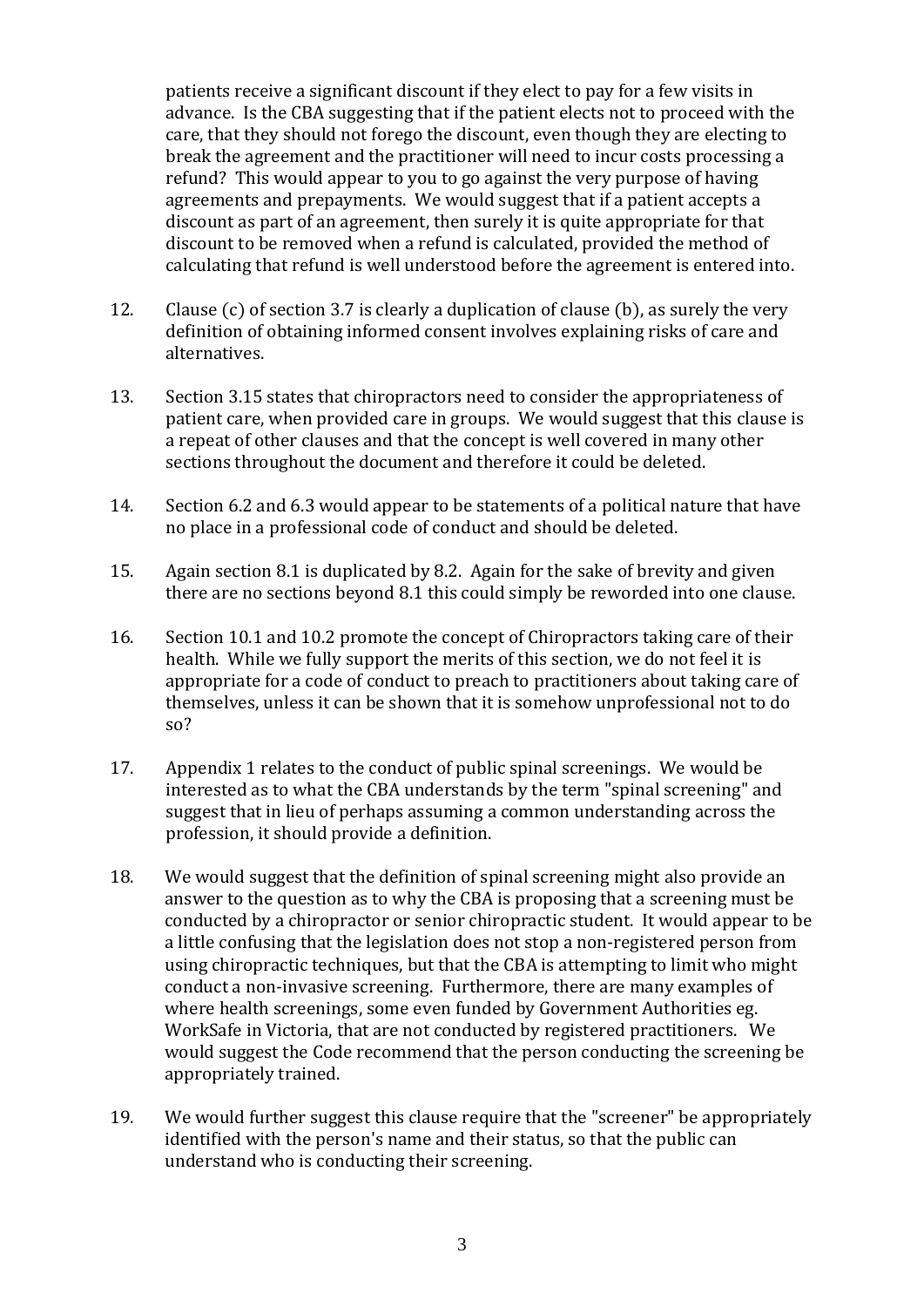patients receive a significant discount if they elect to pay for a few visits in advance. Is the CBA suggesting that if the patient elects not to proceed with the care, that they should not forego the discount, even though they are electing to break the agreement and the practitioner will need to incur costs processing a refund? This would appear to you to go against the very purpose of having agreements and prepayments. We would suggest that if a patient accepts a discount as part of an agreement, then surely it is quite appropriate for that discount to be removed when a refund is calculated, provided the method of calculating that refund is well understood before the agreement is entered into.

12. Clause (c) of section 3.7 is clearly a duplication of clause (b), as surely the very definition of obtaining informed consent involves explaining risks of care and alternatives.

13. Section 3.15 states that chiropractors need to consider the appropriateness of patient care, when provided care in groups. We would suggest that this clause is a repeat of other clauses and that the concept is well covered in many other sections throughout the document and therefore it could be deleted.

14. Section 6.2 and 6.3 would appear to be statements of a political nature that have no place in a professional code of conduct and should be deleted.

15. Again section 8.1 is duplicated by 8.2. Again for the sake of brevity and given there are no sections beyond 8.1 this could simply be reworded into one clause.

16. Section 10.1 and 10.2 promote the concept of Chiropractors taking care of their health. While we fully support the merits of this section, we do not feel it is appropriate for a code of conduct to preach to practitioners about taking care of themselves, unless it can be shown that it is somehow unprofessional not to do so?

17. Appendix 1 relates to the conduct of public spinal screenings. We would be interested as to what the CBA understands by the term "spinal screening" and suggest that in lieu of perhaps assuming a common understanding across the profession, it should provide a definition.

18. We would suggest that the definition of spinal screening might also provide an answer to the question as to why the CBA is proposing that a screening must be conducted by a chiropractor or senior chiropractic student. It would appear to be a little confusing that the legislation does not stop a non-registered person from using chiropractic techniques, but that the CBA is attempting to limit who might conduct a non-invasive screening. Furthermore, there are many examples of where health screenings, some even funded by Government Authorities eg. WorkSafe in Victoria, that are not conducted by registered practitioners. We would suggest the Code recommend that the person conducting the screening be appropriately trained.

19. We would further suggest this clause require that the "screener" be appropriately identified with the person's name and their status, so that the public can understand who is conducting their screening.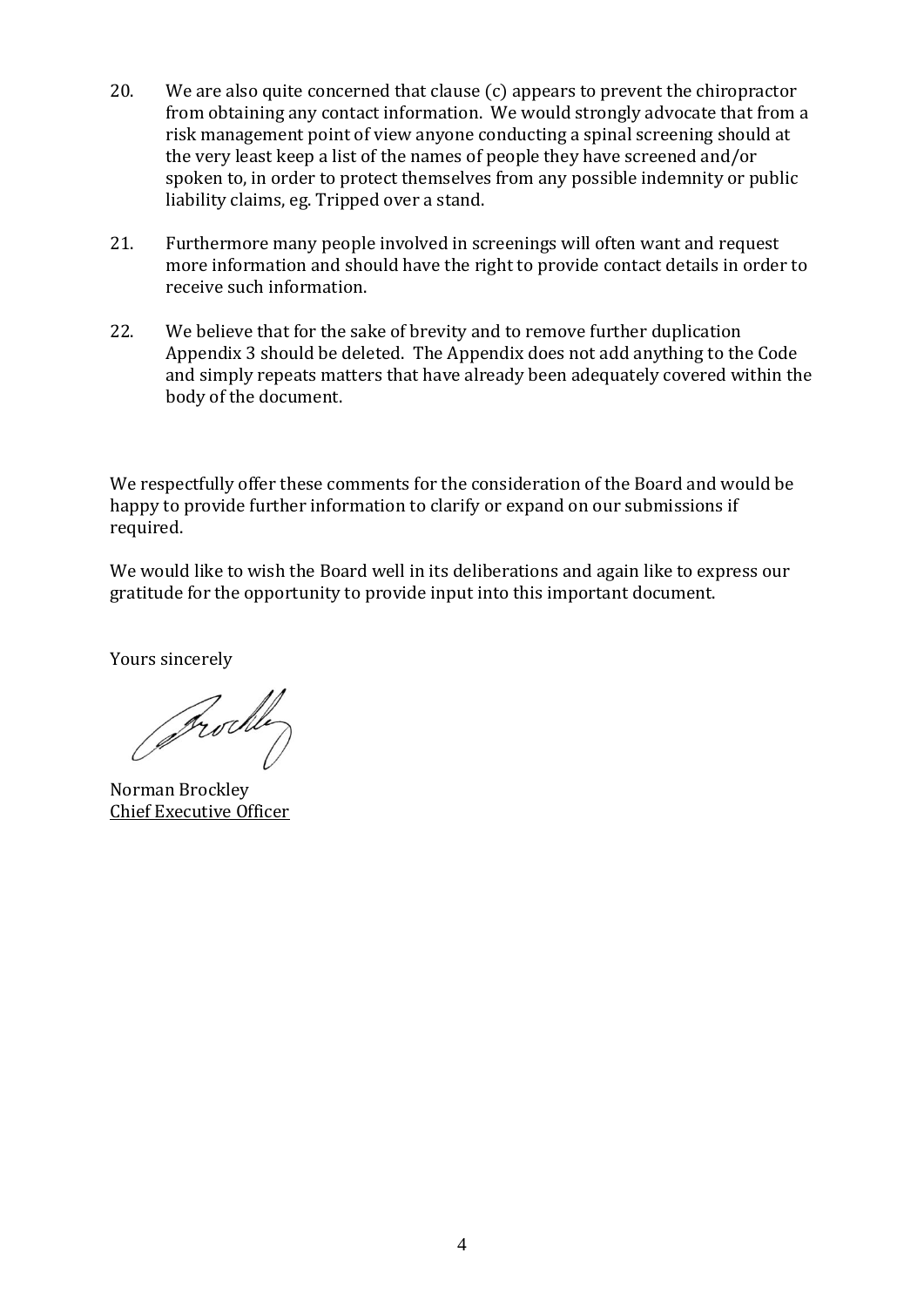20. We are also quite concerned that clause (c) appears to prevent the chiropractor from obtaining any contact information. We would strongly advocate that from a risk management point of view anyone conducting a spinal screening should at the very least keep a list of the names of people they have screened and/or spoken to, in order to protect themselves from any possible indemnity or public liability claims, eg. Tripped over a stand.

21. Furthermore many people involved in screenings will often want and request more information and should have the right to provide contact details in order to receive such information.

22. We believe that for the sake of brevity and to remove further duplication Appendix 3 should be deleted. The Appendix does not add anything to the Code and simply repeats matters that have already been adequately covered within the body of the document.

We respectfully offer these comments for the consideration of the Board and would be happy to provide further information to clarify or expand on our submissions if required.

We would like to wish the Board well in its deliberations and again like to express our gratitude for the opportunity to provide input into this important document.

Yours sincerely

Norman Brockley
Chief Executive Officer